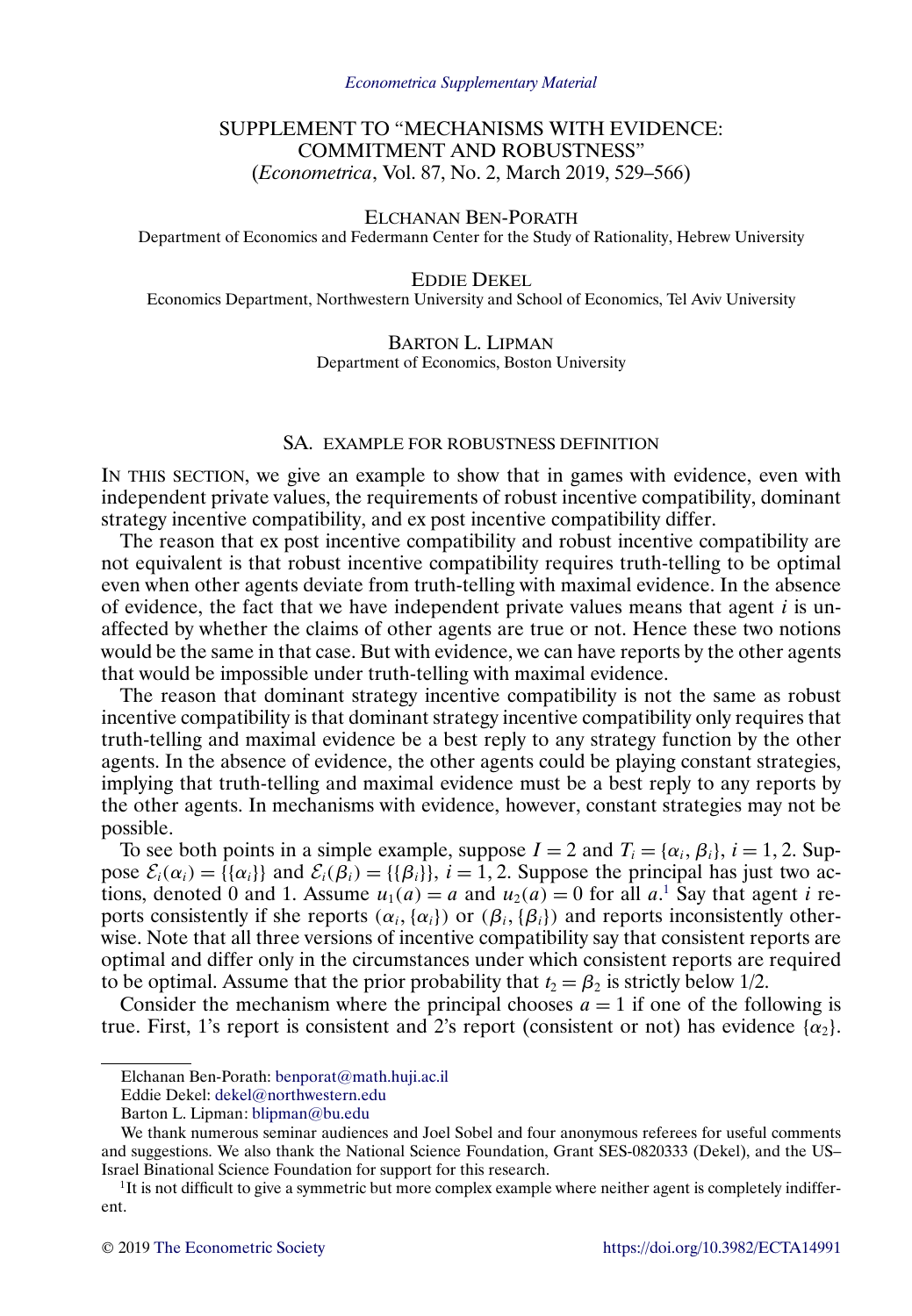*Econometrica Supplementary Material*

# SUPPLEMENT TO "MECHANISMS WITH EVIDENCE: COMMITMENT AND ROBUSTNESS"
(*Econometrica*, Vol. 87, No. 2, March 2019, 529–566)

ELCHANAN BEN-PORATH
Department of Economics and Federmann Center for the Study of Rationality, Hebrew University

EDDIE DEKEL
Economics Department, Northwestern University and School of Economics, Tel Aviv University

BARTON L. LIPMAN
Department of Economics, Boston University

## SA. EXAMPLE FOR ROBUSTNESS DEFINITION

IN THIS SECTION, we give an example to show that in games with evidence, even with independent private values, the requirements of robust incentive compatibility, dominant strategy incentive compatibility, and ex post incentive compatibility differ.

The reason that ex post incentive compatibility and robust incentive compatibility are not equivalent is that robust incentive compatibility requires truth-telling to be optimal even when other agents deviate from truth-telling with maximal evidence. In the absence of evidence, the fact that we have independent private values means that agent $i$ is unaffected by whether the claims of other agents are true or not. Hence these two notions would be the same in that case. But with evidence, we can have reports by the other agents that would be impossible under truth-telling with maximal evidence.

The reason that dominant strategy incentive compatibility is not the same as robust incentive compatibility is that dominant strategy incentive compatibility only requires that truth-telling and maximal evidence be a best reply to any strategy function by the other agents. In the absence of evidence, the other agents could be playing constant strategies, implying that truth-telling and maximal evidence must be a best reply to any reports by the other agents. In mechanisms with evidence, however, constant strategies may not be possible.

To see both points in a simple example, suppose $I = 2$ and $T_i = \{\alpha_i, \beta_i\}$, $i = 1, 2$. Suppose $\mathcal{E}_i(\alpha_i) = \{\{\alpha_i\}\}$ and $\mathcal{E}_i(\beta_i) = \{\{\beta_i\}\}$, $i = 1, 2$. Suppose the principal has just two actions, denoted 0 and 1. Assume $u_1(a) = a$ and $u_2(a) = 0$ for all $a$.[1] Say that agent $i$ reports consistently if she reports $(\alpha_i, \{\alpha_i\})$ or $(\beta_i, \{\beta_i\})$ and reports inconsistently otherwise. Note that all three versions of incentive compatibility say that consistent reports are optimal and differ only in the circumstances under which consistent reports are required to be optimal. Assume that the prior probability that $t_2 = \beta_2$ is strictly below 1/2.

Consider the mechanism where the principal chooses $a = 1$ if one of the following is true. First, 1's report is consistent and 2's report (consistent or not) has evidence $\{\alpha_2\}$.

---

Elchanan Ben-Porath: benporat@math.huji.ac.il
Eddie Dekel: dekel@northwestern.edu
Barton L. Lipman: blipman@bu.edu

We thank numerous seminar audiences and Joel Sobel and four anonymous referees for useful comments and suggestions. We also thank the National Science Foundation, Grant SES-0820333 (Dekel), and the US–Israel Binational Science Foundation for support for this research.

[1] It is not difficult to give a symmetric but more complex example where neither agent is completely indifferent.

© 2019 The Econometric Society https://doi.org/10.3982/ECTA14991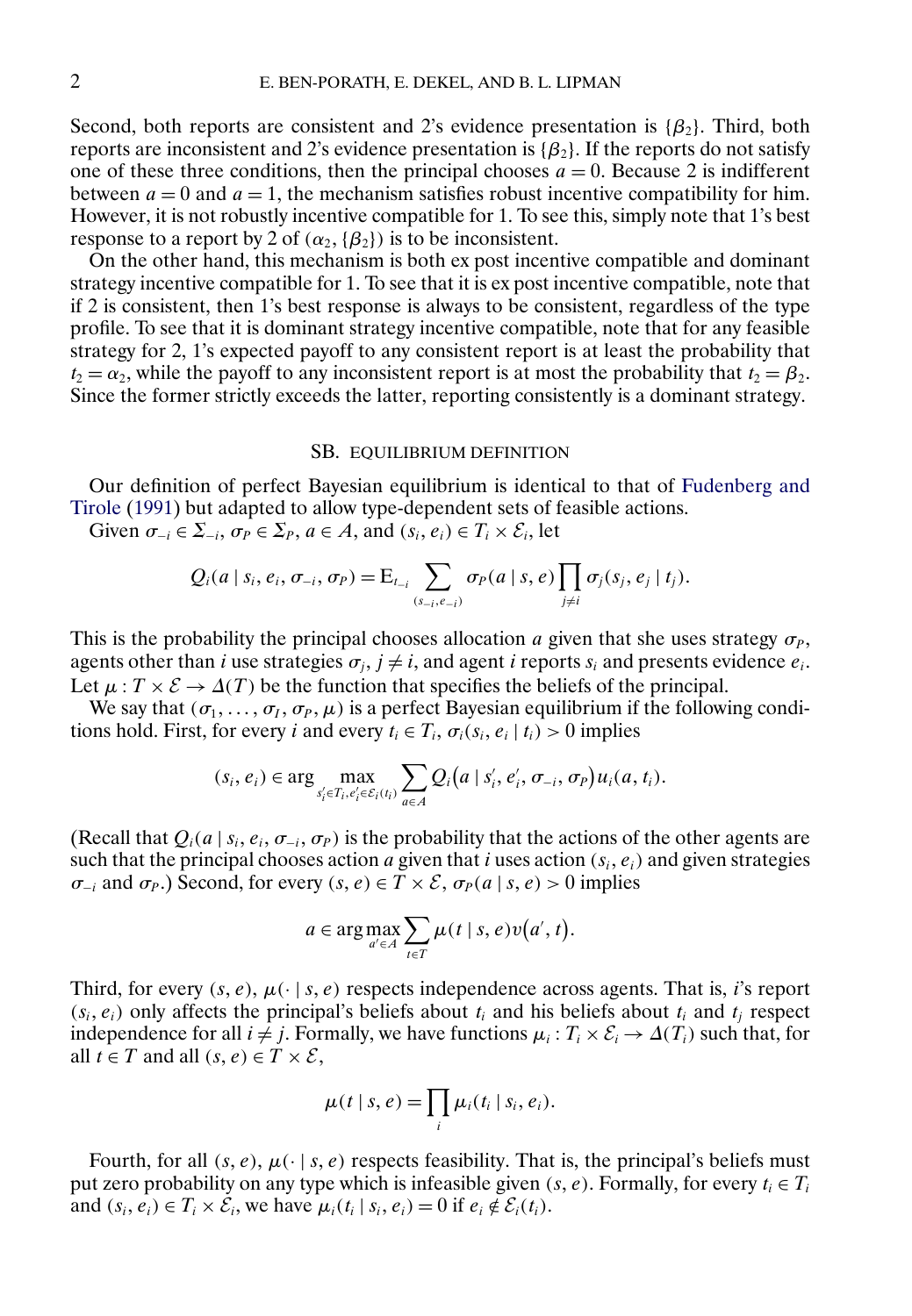Second, both reports are consistent and 2's evidence presentation is $\{\beta_2\}$. Third, both reports are inconsistent and 2's evidence presentation is $\{\beta_2\}$. If the reports do not satisfy one of these three conditions, then the principal chooses $a = 0$. Because 2 is indifferent between $a = 0$ and $a = 1$, the mechanism satisfies robust incentive compatibility for him. However, it is not robustly incentive compatible for 1. To see this, simply note that 1's best response to a report by 2 of $(\alpha_2, \{\beta_2\})$ is to be inconsistent.

On the other hand, this mechanism is both ex post incentive compatible and dominant strategy incentive compatible for 1. To see that it is ex post incentive compatible, note that if 2 is consistent, then 1's best response is always to be consistent, regardless of the type profile. To see that it is dominant strategy incentive compatible, note that for any feasible strategy for 2, 1's expected payoff to any consistent report is at least the probability that $t_2 = \alpha_2$, while the payoff to any inconsistent report is at most the probability that $t_2 = \beta_2$. Since the former strictly exceeds the latter, reporting consistently is a dominant strategy.

## SB. Equilibrium Definition

Our definition of perfect Bayesian equilibrium is identical to that of Fudenberg and Tirole (1991) but adapted to allow type-dependent sets of feasible actions.

Given $\sigma_{-i} \in \Sigma_{-i}$, $\sigma_P \in \Sigma_P$, $a \in A$, and $(s_i, e_i) \in T_i \times \mathcal{E}_i$, let

$$Q_i(a \mid s_i, e_i, \sigma_{-i}, \sigma_P) = \mathrm{E}_{t_{-i}} \sum_{(s_{-i}, e_{-i})} \sigma_P(a \mid s, e) \prod_{j \neq i} \sigma_j(s_j, e_j \mid t_j).$$

This is the probability the principal chooses allocation $a$ given that she uses strategy $\sigma_P$, agents other than $i$ use strategies $\sigma_j$, $j \neq i$, and agent $i$ reports $s_i$ and presents evidence $e_i$. Let $\mu : T \times \mathcal{E} \to \Delta(T)$ be the function that specifies the beliefs of the principal.

We say that $(\sigma_1, \ldots, \sigma_I, \sigma_P, \mu)$ is a perfect Bayesian equilibrium if the following conditions hold. First, for every $i$ and every $t_i \in T_i$, $\sigma_i(s_i, e_i \mid t_i) > 0$ implies

$$(s_i, e_i) \in \arg\max_{s_i' \in T_i, e_i' \in \mathcal{E}_i(t_i)} \sum_{a \in A} Q_i\big(a \mid s_i', e_i', \sigma_{-i}, \sigma_P\big) u_i(a, t_i).$$

(Recall that $Q_i(a \mid s_i, e_i, \sigma_{-i}, \sigma_P)$ is the probability that the actions of the other agents are such that the principal chooses action $a$ given that $i$ uses action $(s_i, e_i)$ and given strategies $\sigma_{-i}$ and $\sigma_P$.) Second, for every $(s, e) \in T \times \mathcal{E}$, $\sigma_P(a \mid s, e) > 0$ implies

$$a \in \arg\max_{a' \in A} \sum_{t \in T} \mu(t \mid s, e) v\big(a', t\big).$$

Third, for every $(s, e)$, $\mu(\cdot \mid s, e)$ respects independence across agents. That is, $i$'s report $(s_i, e_i)$ only affects the principal's beliefs about $t_i$ and his beliefs about $t_i$ and $t_j$ respect independence for all $i \neq j$. Formally, we have functions $\mu_i : T_i \times \mathcal{E}_i \to \Delta(T_i)$ such that, for all $t \in T$ and all $(s, e) \in T \times \mathcal{E}$,

$$\mu(t \mid s, e) = \prod_i \mu_i(t_i \mid s_i, e_i).$$

Fourth, for all $(s, e)$, $\mu(\cdot \mid s, e)$ respects feasibility. That is, the principal's beliefs must put zero probability on any type which is infeasible given $(s, e)$. Formally, for every $t_i \in T_i$ and $(s_i, e_i) \in T_i \times \mathcal{E}_i$, we have $\mu_i(t_i \mid s_i, e_i) = 0$ if $e_i \notin \mathcal{E}_i(t_i)$.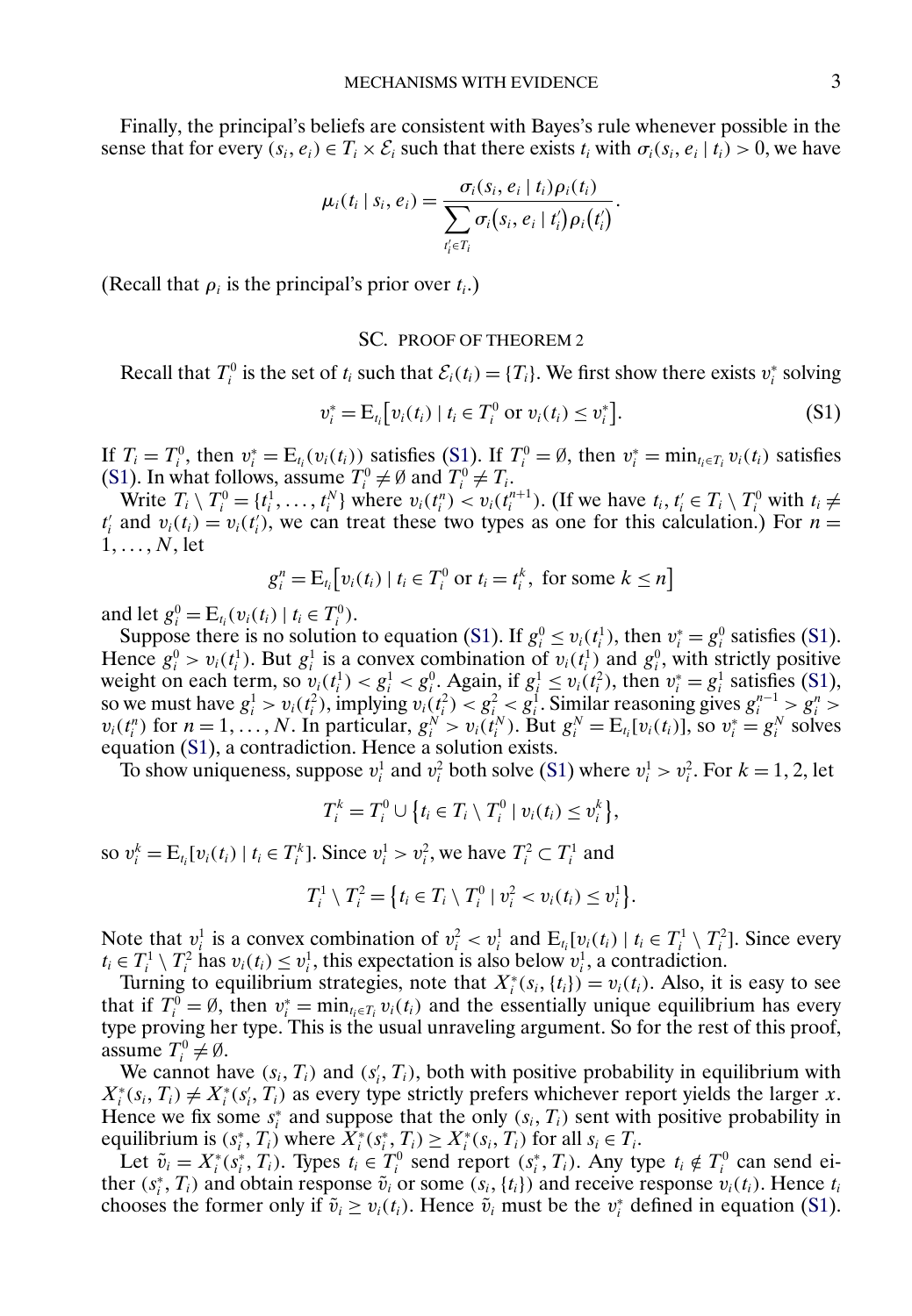Finally, the principal's beliefs are consistent with Bayes's rule whenever possible in the sense that for every $(s_i, e_i) \in T_i \times \mathcal{E}_i$ such that there exists $t_i$ with $\sigma_i(s_i, e_i \mid t_i) > 0$, we have

$$\mu_i(t_i \mid s_i, e_i) = \frac{\sigma_i(s_i, e_i \mid t_i)\rho_i(t_i)}{\sum_{t_i' \in T_i} \sigma_i(s_i, e_i \mid t_i')\rho_i(t_i')}.$$

(Recall that $\rho_i$ is the principal's prior over $t_i$.)

## SC. PROOF OF THEOREM 2

Recall that $T_i^0$ is the set of $t_i$ such that $\mathcal{E}_i(t_i) = \{T_i\}$. We first show there exists $v_i^*$ solving

$$v_i^* = \mathrm{E}_{t_i}\big[v_i(t_i) \mid t_i \in T_i^0 \text{ or } v_i(t_i) \leq v_i^*\big]. \tag{S1}$$

If $T_i = T_i^0$, then $v_i^* = \mathrm{E}_{t_i}(v_i(t_i))$ satisfies (S1). If $T_i^0 = \emptyset$, then $v_i^* = \min_{t_i \in T_i} v_i(t_i)$ satisfies (S1). In what follows, assume $T_i^0 \neq \emptyset$ and $T_i^0 \neq T_i$.

Write $T_i \setminus T_i^0 = \{t_i^1, \dots, t_i^N\}$ where $v_i(t_i^n) < v_i(t_i^{n+1})$. (If we have $t_i, t_i' \in T_i \setminus T_i^0$ with $t_i \neq t_i'$ and $v_i(t_i) = v_i(t_i')$, we can treat these two types as one for this calculation.) For $n = 1, \dots, N$, let

$$g_i^n = \mathrm{E}_{t_i}\big[v_i(t_i) \mid t_i \in T_i^0 \text{ or } t_i = t_i^k, \text{ for some } k \leq n\big]$$

and let $g_i^0 = \mathrm{E}_{t_i}(v_i(t_i) \mid t_i \in T_i^0)$.

Suppose there is no solution to equation (S1). If $g_i^0 \leq v_i(t_i^1)$, then $v_i^* = g_i^0$ satisfies (S1). Hence $g_i^0 > v_i(t_i^1)$. But $g_i^1$ is a convex combination of $v_i(t_i^1)$ and $g_i^0$, with strictly positive weight on each term, so $v_i(t_i^1) < g_i^1 < g_i^0$. Again, if $g_i^1 \leq v_i(t_i^2)$, then $v_i^* = g_i^1$ satisfies (S1), so we must have $g_i^1 > v_i(t_i^2)$, implying $v_i(t_i^2) < g_i^2 < g_i^1$. Similar reasoning gives $g_i^{n-1} > g_i^n > v_i(t_i^n)$ for $n = 1, \dots, N$. In particular, $g_i^N > v_i(t_i^N)$. But $g_i^N = \mathrm{E}_{t_i}[v_i(t_i)]$, so $v_i^* = g_i^N$ solves equation (S1), a contradiction. Hence a solution exists.

To show uniqueness, suppose $v_i^1$ and $v_i^2$ both solve (S1) where $v_i^1 > v_i^2$. For $k = 1, 2$, let

$$T_i^k = T_i^0 \cup \big\{t_i \in T_i \setminus T_i^0 \mid v_i(t_i) \leq v_i^k\big\},$$

so $v_i^k = \mathrm{E}_{t_i}[v_i(t_i) \mid t_i \in T_i^k]$. Since $v_i^1 > v_i^2$, we have $T_i^2 \subset T_i^1$ and

$$T_i^1 \setminus T_i^2 = \big\{t_i \in T_i \setminus T_i^0 \mid v_i^2 < v_i(t_i) \leq v_i^1\big\}.$$

Note that $v_i^1$ is a convex combination of $v_i^2 < v_i^1$ and $\mathrm{E}_{t_i}[v_i(t_i) \mid t_i \in T_i^1 \setminus T_i^2]$. Since every $t_i \in T_i^1 \setminus T_i^2$ has $v_i(t_i) \leq v_i^1$, this expectation is also below $v_i^1$, a contradiction.

Turning to equilibrium strategies, note that $X_i^*(s_i, \{t_i\}) = v_i(t_i)$. Also, it is easy to see that if $T_i^0 = \emptyset$, then $v_i^* = \min_{t_i \in T_i} v_i(t_i)$ and the essentially unique equilibrium has every type proving her type. This is the usual unraveling argument. So for the rest of this proof, assume $T_i^0 \neq \emptyset$.

We cannot have $(s_i, T_i)$ and $(s_i', T_i)$, both with positive probability in equilibrium with $X_i^*(s_i, T_i) \neq X_i^*(s_i', T_i)$ as every type strictly prefers whichever report yields the larger $x$. Hence we fix some $s_i^*$ and suppose that the only $(s_i, T_i)$ sent with positive probability in equilibrium is $(s_i^*, T_i)$ where $X_i^*(s_i^*, T_i) \geq X_i^*(s_i, T_i)$ for all $s_i \in T_i$.

Let $\tilde{v}_i = X_i^*(s_i^*, T_i)$. Types $t_i \in T_i^0$ send report $(s_i^*, T_i)$. Any type $t_i \notin T_i^0$ can send either $(s_i^*, T_i)$ and obtain response $\tilde{v}_i$ or some $(s_i, \{t_i\})$ and receive response $v_i(t_i)$. Hence $t_i$ chooses the former only if $\tilde{v}_i \geq v_i(t_i)$. Hence $\tilde{v}_i$ must be the $v_i^*$ defined in equation (S1).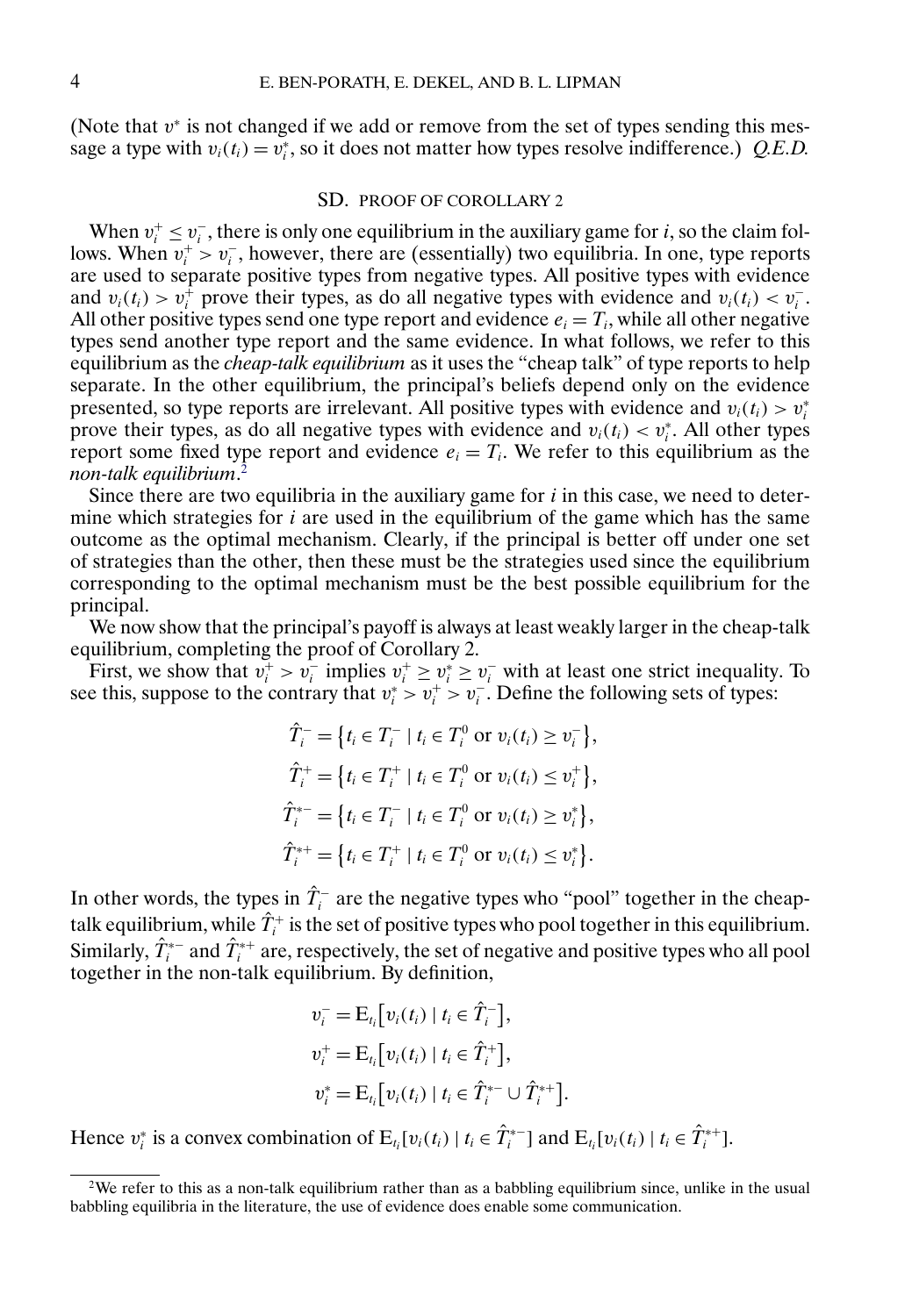(Note that $v^*$ is not changed if we add or remove from the set of types sending this message a type with $v_i(t_i) = v_i^*$, so it does not matter how types resolve indifference.) *Q.E.D.*

## SD. PROOF OF COROLLARY 2

When $v_i^+ \leq v_i^-$, there is only one equilibrium in the auxiliary game for $i$, so the claim follows. When $v_i^+ > v_i^-$, however, there are (essentially) two equilibria. In one, type reports are used to separate positive types from negative types. All positive types with evidence and $v_i(t_i) > v_i^+$ prove their types, as do all negative types with evidence and $v_i(t_i) < v_i^-$. All other positive types send one type report and evidence $e_i = T_i$, while all other negative types send another type report and the same evidence. In what follows, we refer to this equilibrium as the *cheap-talk equilibrium* as it uses the "cheap talk" of type reports to help separate. In the other equilibrium, the principal's beliefs depend only on the evidence presented, so type reports are irrelevant. All positive types with evidence and $v_i(t_i) > v_i^*$ prove their types, as do all negative types with evidence and $v_i(t_i) < v_i^*$. All other types report some fixed type report and evidence $e_i = T_i$. We refer to this equilibrium as the *non-talk equilibrium*.[2]

Since there are two equilibria in the auxiliary game for $i$ in this case, we need to determine which strategies for $i$ are used in the equilibrium of the game which has the same outcome as the optimal mechanism. Clearly, if the principal is better off under one set of strategies than the other, then these must be the strategies used since the equilibrium corresponding to the optimal mechanism must be the best possible equilibrium for the principal.

We now show that the principal's payoff is always at least weakly larger in the cheap-talk equilibrium, completing the proof of Corollary 2.

First, we show that $v_i^+ > v_i^-$ implies $v_i^+ \geq v_i^* \geq v_i^-$ with at least one strict inequality. To see this, suppose to the contrary that $v_i^* > v_i^+ > v_i^-$. Define the following sets of types:

$$\hat{T}_i^- = \{t_i \in T_i^- \mid t_i \in T_i^0 \text{ or } v_i(t_i) \geq v_i^-\},$$

$$\hat{T}_i^+ = \{t_i \in T_i^+ \mid t_i \in T_i^0 \text{ or } v_i(t_i) \leq v_i^+\},$$

$$\hat{T}_i^{*-} = \{t_i \in T_i^- \mid t_i \in T_i^0 \text{ or } v_i(t_i) \geq v_i^*\},$$

$$\hat{T}_i^{*+} = \{t_i \in T_i^+ \mid t_i \in T_i^0 \text{ or } v_i(t_i) \leq v_i^*\}.$$

In other words, the types in $\hat{T}_i^-$ are the negative types who "pool" together in the cheap-talk equilibrium, while $\hat{T}_i^+$ is the set of positive types who pool together in this equilibrium. Similarly, $\hat{T}_i^{*-}$ and $\hat{T}_i^{*+}$ are, respectively, the set of negative and positive types who all pool together in the non-talk equilibrium. By definition,

$$v_i^- = \mathrm{E}_{t_i}[v_i(t_i) \mid t_i \in \hat{T}_i^-],$$

$$v_i^+ = \mathrm{E}_{t_i}[v_i(t_i) \mid t_i \in \hat{T}_i^+],$$

$$v_i^* = \mathrm{E}_{t_i}[v_i(t_i) \mid t_i \in \hat{T}_i^{*-} \cup \hat{T}_i^{*+}].$$

Hence $v_i^*$ is a convex combination of $\mathrm{E}_{t_i}[v_i(t_i) \mid t_i \in \hat{T}_i^{*-}]$ and $\mathrm{E}_{t_i}[v_i(t_i) \mid t_i \in \hat{T}_i^{*+}]$.

[2] We refer to this as a non-talk equilibrium rather than as a babbling equilibrium since, unlike in the usual babbling equilibria in the literature, the use of evidence does enable some communication.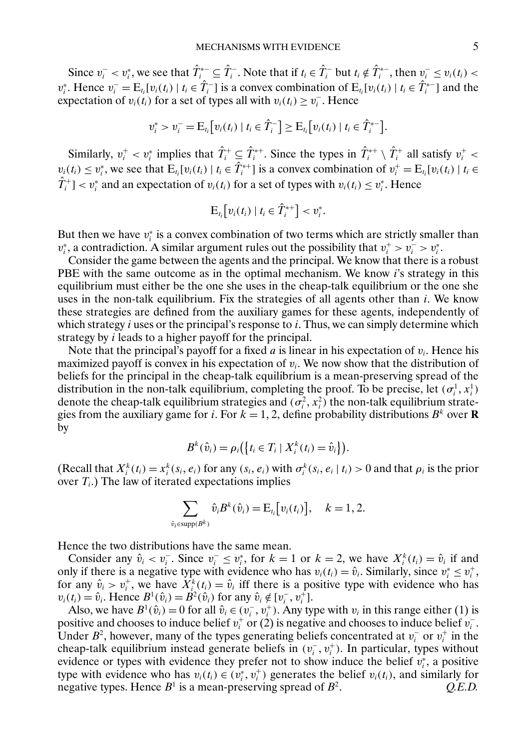Since $v_i^- < v_i^*$, we see that $\hat{T}_i^{*-} \subseteq \hat{T}_i^-$. Note that if $t_i \in \hat{T}_i^-$ but $t_i \notin \hat{T}_i^{*-}$, then $v_i^- \le v_i(t_i) < v_i^*$. Hence $v_i^- = \mathrm{E}_{t_i}[v_i(t_i) \mid t_i \in \hat{T}_i^-]$ is a convex combination of $\mathrm{E}_{t_i}[v_i(t_i) \mid t_i \in \hat{T}_i^{*-}]$ and the expectation of $v_i(t_i)$ for a set of types all with $v_i(t_i) \ge v_i^-$. Hence

$$v_i^* > v_i^- = \mathrm{E}_{t_i}\big[v_i(t_i) \mid t_i \in \hat{T}_i^-\big] \ge \mathrm{E}_{t_i}\big[v_i(t_i) \mid t_i \in \hat{T}_i^{*-}\big].$$

Similarly, $v_i^+ < v_i^*$ implies that $\hat{T}_i^+ \subseteq \hat{T}_i^{*+}$. Since the types in $\hat{T}_i^{*+} \setminus \hat{T}_i^+$ all satisfy $v_i^+ < v_i(t_i) \le v_i^*$, we see that $\mathrm{E}_{t_i}[v_i(t_i) \mid t_i \in \hat{T}_i^{*+}]$ is a convex combination of $v_i^+ = \mathrm{E}_{t_i}[v_i(t_i) \mid t_i \in \hat{T}_i^+] < v_i^*$ and an expectation of $v_i(t_i)$ for a set of types with $v_i(t_i) \le v_i^*$. Hence

$$\mathrm{E}_{t_i}\big[v_i(t_i) \mid t_i \in \hat{T}_i^{*+}\big] < v_i^*.$$

But then we have $v_i^*$ is a convex combination of two terms which are strictly smaller than $v_i^*$, a contradiction. A similar argument rules out the possibility that $v_i^+ > v_i^- > v_i^*$.

Consider the game between the agents and the principal. We know that there is a robust PBE with the same outcome as in the optimal mechanism. We know $i$'s strategy in this equilibrium must either be the one she uses in the cheap-talk equilibrium or the one she uses in the non-talk equilibrium. Fix the strategies of all agents other than $i$. We know these strategies are defined from the auxiliary games for these agents, independently of which strategy $i$ uses or the principal's response to $i$. Thus, we can simply determine which strategy by $i$ leads to a higher payoff for the principal.

Note that the principal's payoff for a fixed $a$ is linear in his expectation of $v_i$. Hence his maximized payoff is convex in his expectation of $v_i$. We now show that the distribution of beliefs for the principal in the cheap-talk equilibrium is a mean-preserving spread of the distribution in the non-talk equilibrium, completing the proof. To be precise, let $(\sigma_i^1, x_i^1)$ denote the cheap-talk equilibrium strategies and $(\sigma_i^2, x_i^2)$ the non-talk equilibrium strategies from the auxiliary game for $i$. For $k = 1, 2$, define probability distributions $B^k$ over $\mathbf{R}$ by

$$B^k(\hat{v}_i) = \rho_i\big(\big\{t_i \in T_i \mid X_i^k(t_i) = \hat{v}_i\big\}\big).$$

(Recall that $X_i^k(t_i) = x_i^k(s_i, e_i)$ for any $(s_i, e_i)$ with $\sigma_i^k(s_i, e_i \mid t_i) > 0$ and that $\rho_i$ is the prior over $T_i$.) The law of iterated expectations implies

$$\sum_{\hat{v}_i \in \mathrm{supp}(B^k)} \hat{v}_i B^k(\hat{v}_i) = \mathrm{E}_{t_i}\big[v_i(t_i)\big], \quad k = 1, 2.$$

Hence the two distributions have the same mean.

Consider any $\hat{v}_i < v_i^-$. Since $v_i^- \le v_i^*$, for $k = 1$ or $k = 2$, we have $X_i^k(t_i) = \hat{v}_i$ if and only if there is a negative type with evidence who has $v_i(t_i) = \hat{v}_i$. Similarly, since $v_i^* \le v_i^+$, for any $\hat{v}_i > v_i^+$, we have $X_i^k(t_i) = \hat{v}_i$ iff there is a positive type with evidence who has $v_i(t_i) = \hat{v}_i$. Hence $B^1(\hat{v}_i) = B^2(\hat{v}_i)$ for any $\hat{v}_i \notin [v_i^-, v_i^+]$.

Also, we have $B^1(\hat{v}_i) = 0$ for all $\hat{v}_i \in (v_i^-, v_i^+)$. Any type with $v_i$ in this range either (1) is positive and chooses to induce belief $v_i^+$ or (2) is negative and chooses to induce belief $v_i^-$. Under $B^2$, however, many of the types generating beliefs concentrated at $v_i^-$ or $v_i^+$ in the cheap-talk equilibrium instead generate beliefs in $(v_i^-, v_i^+)$. In particular, types without evidence or types with evidence they prefer not to show induce the belief $v_i^*$, a positive type with evidence who has $v_i(t_i) \in (v_i^*, v_i^+)$ generates the belief $v_i(t_i)$, and similarly for negative types. Hence $B^1$ is a mean-preserving spread of $B^2$. *Q.E.D.*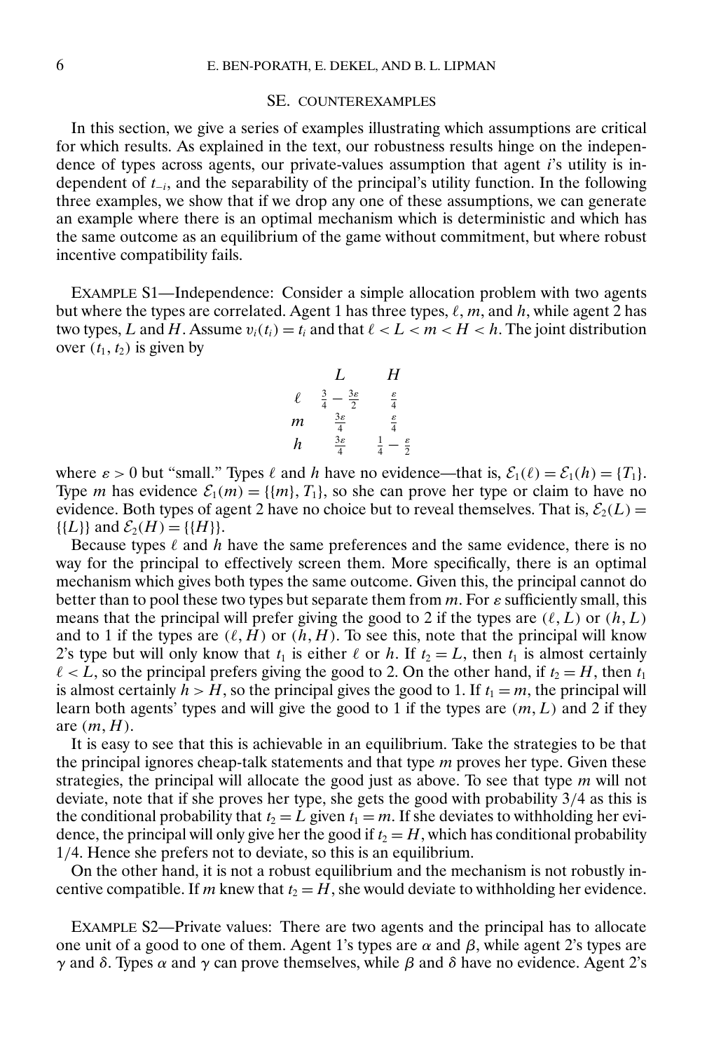## SE. COUNTEREXAMPLES

In this section, we give a series of examples illustrating which assumptions are critical for which results. As explained in the text, our robustness results hinge on the independence of types across agents, our private-values assumption that agent $i$'s utility is independent of $t_{-i}$, and the separability of the principal's utility function. In the following three examples, we show that if we drop any one of these assumptions, we can generate an example where there is an optimal mechanism which is deterministic and which has the same outcome as an equilibrium of the game without commitment, but where robust incentive compatibility fails.

EXAMPLE S1—Independence: Consider a simple allocation problem with two agents but where the types are correlated. Agent 1 has three types, $\ell$, $m$, and $h$, while agent 2 has two types, $L$ and $H$. Assume $v_i(t_i) = t_i$ and that $\ell < L < m < H < h$. The joint distribution over $(t_1, t_2)$ is given by

| | $L$ | $H$ |
|---|---|---|
| $\ell$ | $\frac{3}{4} - \frac{3\varepsilon}{2}$ | $\frac{\varepsilon}{4}$ |
| $m$ | $\frac{3\varepsilon}{4}$ | $\frac{\varepsilon}{4}$ |
| $h$ | $\frac{3\varepsilon}{4}$ | $\frac{1}{4} - \frac{\varepsilon}{2}$ |

where $\varepsilon > 0$ but "small." Types $\ell$ and $h$ have no evidence—that is, $\mathcal{E}_1(\ell) = \mathcal{E}_1(h) = \{T_1\}$. Type $m$ has evidence $\mathcal{E}_1(m) = \{\{m\}, T_1\}$, so she can prove her type or claim to have no evidence. Both types of agent 2 have no choice but to reveal themselves. That is, $\mathcal{E}_2(L) = \{\{L\}\}$ and $\mathcal{E}_2(H) = \{\{H\}\}$.

Because types $\ell$ and $h$ have the same preferences and the same evidence, there is no way for the principal to effectively screen them. More specifically, there is an optimal mechanism which gives both types the same outcome. Given this, the principal cannot do better than to pool these two types but separate them from $m$. For $\varepsilon$ sufficiently small, this means that the principal will prefer giving the good to 2 if the types are $(\ell, L)$ or $(h, L)$ and to 1 if the types are $(\ell, H)$ or $(h, H)$. To see this, note that the principal will know 2's type but will only know that $t_1$ is either $\ell$ or $h$. If $t_2 = L$, then $t_1$ is almost certainly $\ell < L$, so the principal prefers giving the good to 2. On the other hand, if $t_2 = H$, then $t_1$ is almost certainly $h > H$, so the principal gives the good to 1. If $t_1 = m$, the principal will learn both agents' types and will give the good to 1 if the types are $(m, L)$ and 2 if they are $(m, H)$.

It is easy to see that this is achievable in an equilibrium. Take the strategies to be that the principal ignores cheap-talk statements and that type $m$ proves her type. Given these strategies, the principal will allocate the good just as above. To see that type $m$ will not deviate, note that if she proves her type, she gets the good with probability 3/4 as this is the conditional probability that $t_2 = L$ given $t_1 = m$. If she deviates to withholding her evidence, the principal will only give her the good if $t_2 = H$, which has conditional probability 1/4. Hence she prefers not to deviate, so this is an equilibrium.

On the other hand, it is not a robust equilibrium and the mechanism is not robustly incentive compatible. If $m$ knew that $t_2 = H$, she would deviate to withholding her evidence.

EXAMPLE S2—Private values: There are two agents and the principal has to allocate one unit of a good to one of them. Agent 1's types are $\alpha$ and $\beta$, while agent 2's types are $\gamma$ and $\delta$. Types $\alpha$ and $\gamma$ can prove themselves, while $\beta$ and $\delta$ have no evidence. Agent 2's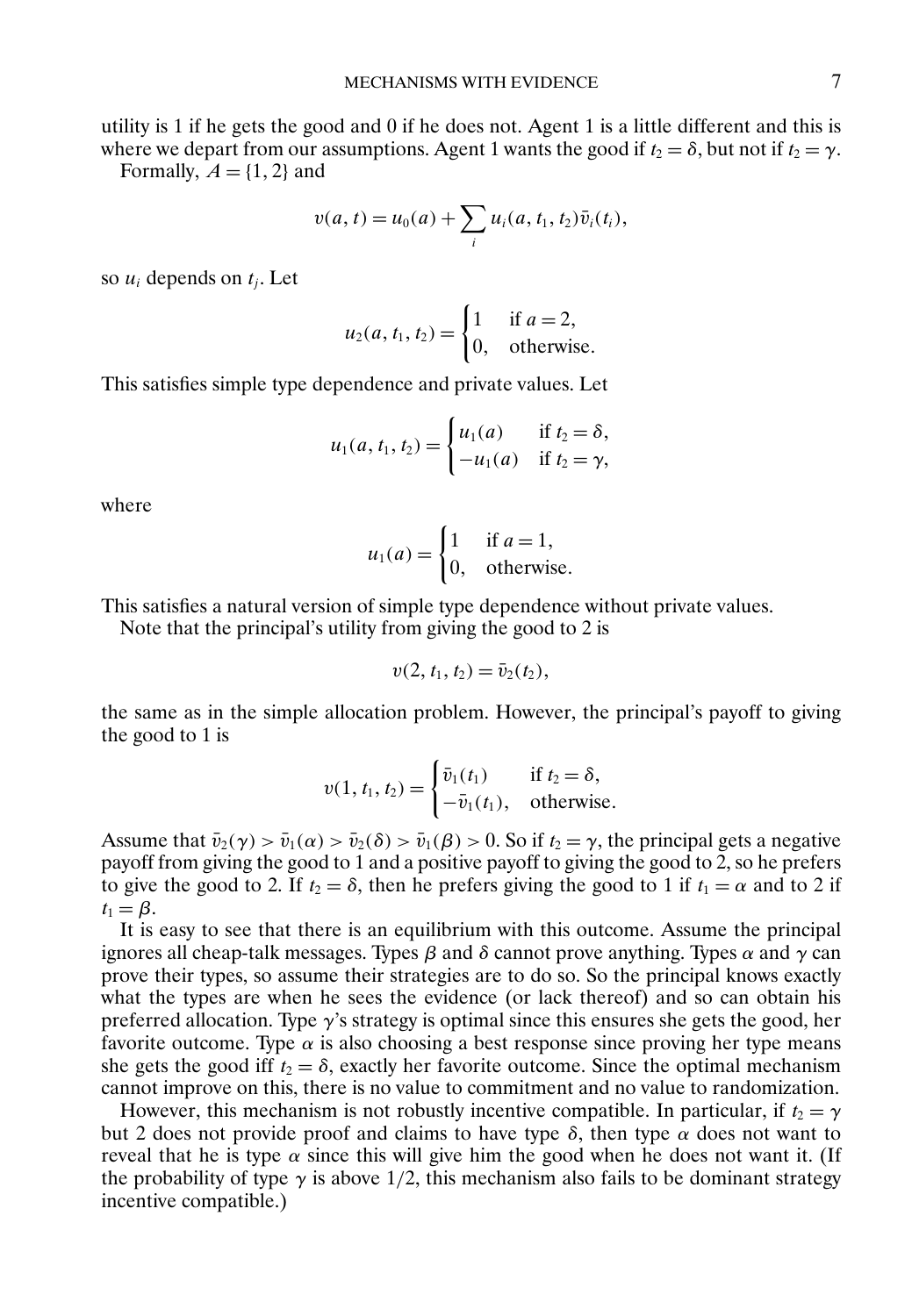utility is 1 if he gets the good and 0 if he does not. Agent 1 is a little different and this is where we depart from our assumptions. Agent 1 wants the good if $t_2 = \delta$, but not if $t_2 = \gamma$.

Formally, $A = \{1, 2\}$ and

$$v(a, t) = u_0(a) + \sum_i u_i(a, t_1, t_2)\bar{v}_i(t_i),$$

so $u_i$ depends on $t_j$. Let

$$u_2(a, t_1, t_2) = \begin{cases} 1 & \text{if } a = 2, \\ 0, & \text{otherwise.} \end{cases}$$

This satisfies simple type dependence and private values. Let

$$u_1(a, t_1, t_2) = \begin{cases} u_1(a) & \text{if } t_2 = \delta, \\ -u_1(a) & \text{if } t_2 = \gamma, \end{cases}$$

where

$$u_1(a) = \begin{cases} 1 & \text{if } a = 1, \\ 0, & \text{otherwise.} \end{cases}$$

This satisfies a natural version of simple type dependence without private values.

Note that the principal's utility from giving the good to 2 is

$$v(2, t_1, t_2) = \bar{v}_2(t_2),$$

the same as in the simple allocation problem. However, the principal's payoff to giving the good to 1 is

$$v(1, t_1, t_2) = \begin{cases} \bar{v}_1(t_1) & \text{if } t_2 = \delta, \\ -\bar{v}_1(t_1), & \text{otherwise.} \end{cases}$$

Assume that $\bar{v}_2(\gamma) > \bar{v}_1(\alpha) > \bar{v}_2(\delta) > \bar{v}_1(\beta) > 0$. So if $t_2 = \gamma$, the principal gets a negative payoff from giving the good to 1 and a positive payoff to giving the good to 2, so he prefers to give the good to 2. If $t_2 = \delta$, then he prefers giving the good to 1 if $t_1 = \alpha$ and to 2 if $t_1 = \beta$.

It is easy to see that there is an equilibrium with this outcome. Assume the principal ignores all cheap-talk messages. Types $\beta$ and $\delta$ cannot prove anything. Types $\alpha$ and $\gamma$ can prove their types, so assume their strategies are to do so. So the principal knows exactly what the types are when he sees the evidence (or lack thereof) and so can obtain his preferred allocation. Type $\gamma$'s strategy is optimal since this ensures she gets the good, her favorite outcome. Type $\alpha$ is also choosing a best response since proving her type means she gets the good iff $t_2 = \delta$, exactly her favorite outcome. Since the optimal mechanism cannot improve on this, there is no value to commitment and no value to randomization.

However, this mechanism is not robustly incentive compatible. In particular, if $t_2 = \gamma$ but 2 does not provide proof and claims to have type $\delta$, then type $\alpha$ does not want to reveal that he is type $\alpha$ since this will give him the good when he does not want it. (If the probability of type $\gamma$ is above 1/2, this mechanism also fails to be dominant strategy incentive compatible.)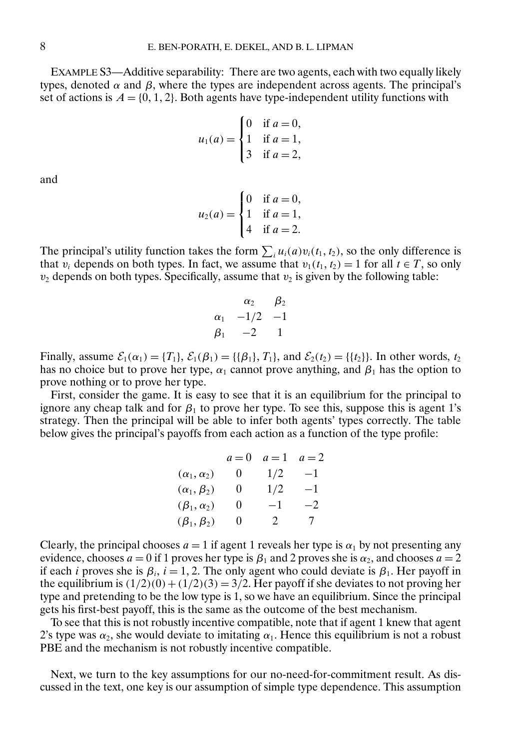EXAMPLE S3—Additive separability: There are two agents, each with two equally likely types, denoted $\alpha$ and $\beta$, where the types are independent across agents. The principal's set of actions is $A = \{0, 1, 2\}$. Both agents have type-independent utility functions with

$$u_1(a) = \begin{cases} 0 & \text{if } a = 0, \\ 1 & \text{if } a = 1, \\ 3 & \text{if } a = 2, \end{cases}$$

and

$$u_2(a) = \begin{cases} 0 & \text{if } a = 0, \\ 1 & \text{if } a = 1, \\ 4 & \text{if } a = 2. \end{cases}$$

The principal's utility function takes the form $\sum_i u_i(a)v_i(t_1, t_2)$, so the only difference is that $v_i$ depends on both types. In fact, we assume that $v_1(t_1, t_2) = 1$ for all $t \in T$, so only $v_2$ depends on both types. Specifically, assume that $v_2$ is given by the following table:

| | $\alpha_2$ | $\beta_2$ |
|---|---|---|
| $\alpha_1$ | $-1/2$ | $-1$ |
| $\beta_1$ | $-2$ | $1$ |

Finally, assume $\mathcal{E}_1(\alpha_1) = \{T_1\}$, $\mathcal{E}_1(\beta_1) = \{\{\beta_1\}, T_1\}$, and $\mathcal{E}_2(t_2) = \{\{t_2\}\}$. In other words, $t_2$ has no choice but to prove her type, $\alpha_1$ cannot prove anything, and $\beta_1$ has the option to prove nothing or to prove her type.

First, consider the game. It is easy to see that it is an equilibrium for the principal to ignore any cheap talk and for $\beta_1$ to prove her type. To see this, suppose this is agent 1's strategy. Then the principal will be able to infer both agents' types correctly. The table below gives the principal's payoffs from each action as a function of the type profile:

| | $a = 0$ | $a = 1$ | $a = 2$ |
|---|---|---|---|
| $(\alpha_1, \alpha_2)$ | 0 | $1/2$ | $-1$ |
| $(\alpha_1, \beta_2)$ | 0 | $1/2$ | $-1$ |
| $(\beta_1, \alpha_2)$ | 0 | $-1$ | $-2$ |
| $(\beta_1, \beta_2)$ | 0 | 2 | 7 |

Clearly, the principal chooses $a = 1$ if agent 1 reveals her type is $\alpha_1$ by not presenting any evidence, chooses $a = 0$ if 1 proves her type is $\beta_1$ and 2 proves she is $\alpha_2$, and chooses $a = 2$ if each $i$ proves she is $\beta_i$, $i = 1, 2$. The only agent who could deviate is $\beta_1$. Her payoff in the equilibrium is $(1/2)(0) + (1/2)(3) = 3/2$. Her payoff if she deviates to not proving her type and pretending to be the low type is 1, so we have an equilibrium. Since the principal gets his first-best payoff, this is the same as the outcome of the best mechanism.

To see that this is not robustly incentive compatible, note that if agent 1 knew that agent 2's type was $\alpha_2$, she would deviate to imitating $\alpha_1$. Hence this equilibrium is not a robust PBE and the mechanism is not robustly incentive compatible.

Next, we turn to the key assumptions for our no-need-for-commitment result. As discussed in the text, one key is our assumption of simple type dependence. This assumption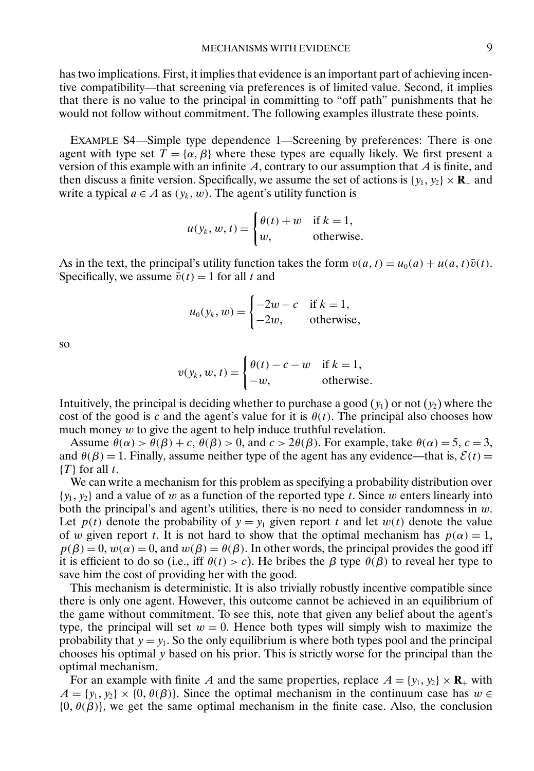has two implications. First, it implies that evidence is an important part of achieving incentive compatibility—that screening via preferences is of limited value. Second, it implies that there is no value to the principal in committing to "off path" punishments that he would not follow without commitment. The following examples illustrate these points.

EXAMPLE S4—Simple type dependence 1—Screening by preferences: There is one agent with type set $T = \{\alpha, \beta\}$ where these types are equally likely. We first present a version of this example with an infinite $A$, contrary to our assumption that $A$ is finite, and then discuss a finite version. Specifically, we assume the set of actions is $\{y_1, y_2\} \times \mathbf{R}_+$ and write a typical $a \in A$ as $(y_k, w)$. The agent's utility function is

$$u(y_k, w, t) = \begin{cases} \theta(t) + w & \text{if } k = 1, \\ w, & \text{otherwise.} \end{cases}$$

As in the text, the principal's utility function takes the form $v(a, t) = u_0(a) + u(a, t)\bar{v}(t)$. Specifically, we assume $\bar{v}(t) = 1$ for all $t$ and

$$u_0(y_k, w) = \begin{cases} -2w - c & \text{if } k = 1, \\ -2w, & \text{otherwise,} \end{cases}$$

so

$$v(y_k, w, t) = \begin{cases} \theta(t) - c - w & \text{if } k = 1, \\ -w, & \text{otherwise.} \end{cases}$$

Intuitively, the principal is deciding whether to purchase a good ($y_1$) or not ($y_2$) where the cost of the good is $c$ and the agent's value for it is $\theta(t)$. The principal also chooses how much money $w$ to give the agent to help induce truthful revelation.

Assume $\theta(\alpha) > \theta(\beta) + c$, $\theta(\beta) > 0$, and $c > 2\theta(\beta)$. For example, take $\theta(\alpha) = 5$, $c = 3$, and $\theta(\beta) = 1$. Finally, assume neither type of the agent has any evidence—that is, $\mathcal{E}(t) = \{T\}$ for all $t$.

We can write a mechanism for this problem as specifying a probability distribution over $\{y_1, y_2\}$ and a value of $w$ as a function of the reported type $t$. Since $w$ enters linearly into both the principal's and agent's utilities, there is no need to consider randomness in $w$. Let $p(t)$ denote the probability of $y = y_1$ given report $t$ and let $w(t)$ denote the value of $w$ given report $t$. It is not hard to show that the optimal mechanism has $p(\alpha) = 1$, $p(\beta) = 0$, $w(\alpha) = 0$, and $w(\beta) = \theta(\beta)$. In other words, the principal provides the good iff it is efficient to do so (i.e., iff $\theta(t) > c$). He bribes the $\beta$ type $\theta(\beta)$ to reveal her type to save him the cost of providing her with the good.

This mechanism is deterministic. It is also trivially robustly incentive compatible since there is only one agent. However, this outcome cannot be achieved in an equilibrium of the game without commitment. To see this, note that given any belief about the agent's type, the principal will set $w = 0$. Hence both types will simply wish to maximize the probability that $y = y_1$. So the only equilibrium is where both types pool and the principal chooses his optimal $y$ based on his prior. This is strictly worse for the principal than the optimal mechanism.

For an example with finite $A$ and the same properties, replace $A = \{y_1, y_2\} \times \mathbf{R}_+$ with $A = \{y_1, y_2\} \times \{0, \theta(\beta)\}$. Since the optimal mechanism in the continuum case has $w \in \{0, \theta(\beta)\}$, we get the same optimal mechanism in the finite case. Also, the conclusion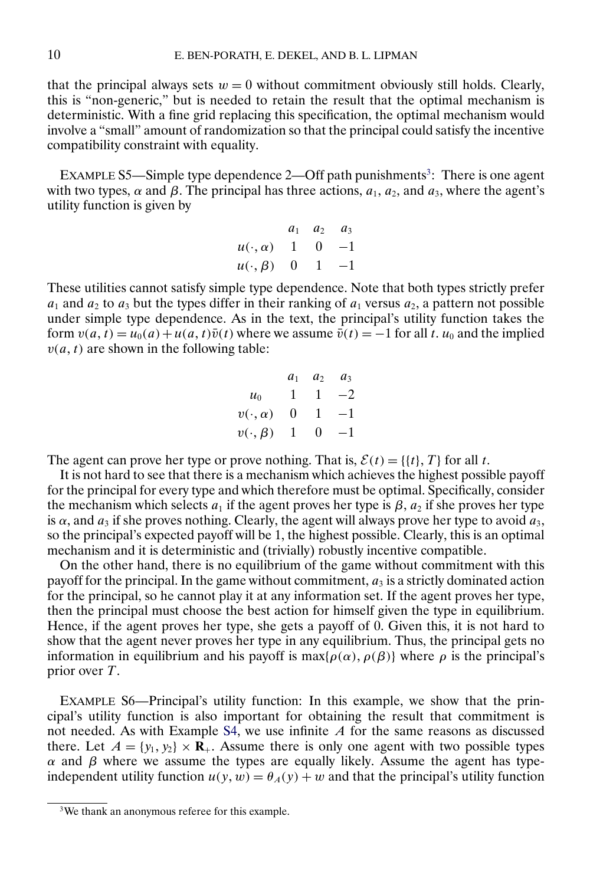that the principal always sets $w = 0$ without commitment obviously still holds. Clearly, this is "non-generic," but is needed to retain the result that the optimal mechanism is deterministic. With a fine grid replacing this specification, the optimal mechanism would involve a "small" amount of randomization so that the principal could satisfy the incentive compatibility constraint with equality.

EXAMPLE S5—Simple type dependence 2—Off path punishments[3]: There is one agent with two types, $\alpha$ and $\beta$. The principal has three actions, $a_1$, $a_2$, and $a_3$, where the agent's utility function is given by

| | $a_1$ | $a_2$ | $a_3$ |
|---|---|---|---|
| $u(\cdot, \alpha)$ | 1 | 0 | $-1$ |
| $u(\cdot, \beta)$ | 0 | 1 | $-1$ |

These utilities cannot satisfy simple type dependence. Note that both types strictly prefer $a_1$ and $a_2$ to $a_3$ but the types differ in their ranking of $a_1$ versus $a_2$, a pattern not possible under simple type dependence. As in the text, the principal's utility function takes the form $v(a, t) = u_0(a) + u(a, t)\bar{v}(t)$ where we assume $\bar{v}(t) = -1$ for all $t$. $u_0$ and the implied $v(a, t)$ are shown in the following table:

| | $a_1$ | $a_2$ | $a_3$ |
|---|---|---|---|
| $u_0$ | 1 | 1 | $-2$ |
| $v(\cdot, \alpha)$ | 0 | 1 | $-1$ |
| $v(\cdot, \beta)$ | 1 | 0 | $-1$ |

The agent can prove her type or prove nothing. That is, $\mathcal{E}(t) = \{\{t\}, T\}$ for all $t$.

It is not hard to see that there is a mechanism which achieves the highest possible payoff for the principal for every type and which therefore must be optimal. Specifically, consider the mechanism which selects $a_1$ if the agent proves her type is $\beta$, $a_2$ if she proves her type is $\alpha$, and $a_3$ if she proves nothing. Clearly, the agent will always prove her type to avoid $a_3$, so the principal's expected payoff will be 1, the highest possible. Clearly, this is an optimal mechanism and it is deterministic and (trivially) robustly incentive compatible.

On the other hand, there is no equilibrium of the game without commitment with this payoff for the principal. In the game without commitment, $a_3$ is a strictly dominated action for the principal, so he cannot play it at any information set. If the agent proves her type, then the principal must choose the best action for himself given the type in equilibrium. Hence, if the agent proves her type, she gets a payoff of 0. Given this, it is not hard to show that the agent never proves her type in any equilibrium. Thus, the principal gets no information in equilibrium and his payoff is $\max\{\rho(\alpha), \rho(\beta)\}$ where $\rho$ is the principal's prior over $T$.

EXAMPLE S6—Principal's utility function: In this example, we show that the principal's utility function is also important for obtaining the result that commitment is not needed. As with Example S4, we use infinite $A$ for the same reasons as discussed there. Let $A = \{y_1, y_2\} \times \mathbf{R}_+$. Assume there is only one agent with two possible types $\alpha$ and $\beta$ where we assume the types are equally likely. Assume the agent has type-independent utility function $u(y, w) = \theta_A(y) + w$ and that the principal's utility function

[3] We thank an anonymous referee for this example.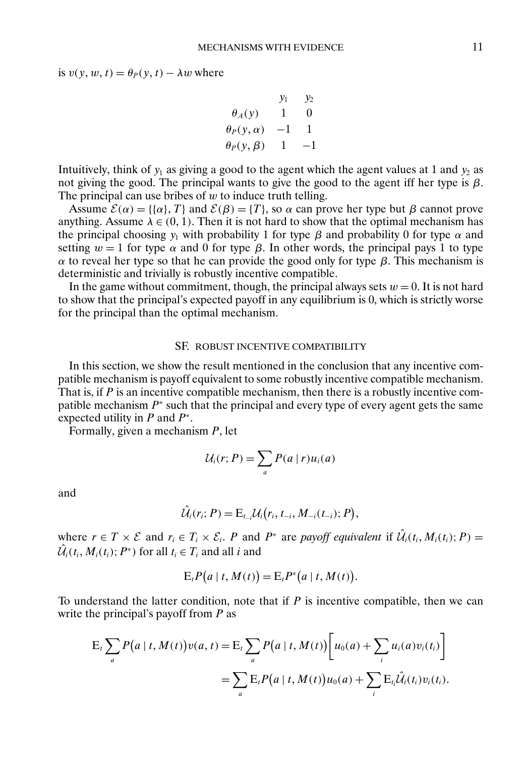is $v(y, w, t) = \theta_P(y, t) - \lambda w$ where

| | $y_1$ | $y_2$ |
|---|---|---|
| $\theta_A(y)$ | 1 | 0 |
| $\theta_P(y, \alpha)$ | $-1$ | 1 |
| $\theta_P(y, \beta)$ | 1 | $-1$ |

Intuitively, think of $y_1$ as giving a good to the agent which the agent values at 1 and $y_2$ as not giving the good. The principal wants to give the good to the agent iff her type is $\beta$. The principal can use bribes of $w$ to induce truth telling.

Assume $\mathcal{E}(\alpha) = \{\{\alpha\}, T\}$ and $\mathcal{E}(\beta) = \{T\}$, so $\alpha$ can prove her type but $\beta$ cannot prove anything. Assume $\lambda \in (0, 1)$. Then it is not hard to show that the optimal mechanism has the principal choosing $y_1$ with probability 1 for type $\beta$ and probability 0 for type $\alpha$ and setting $w = 1$ for type $\alpha$ and 0 for type $\beta$. In other words, the principal pays 1 to type $\alpha$ to reveal her type so that he can provide the good only for type $\beta$. This mechanism is deterministic and trivially is robustly incentive compatible.

In the game without commitment, though, the principal always sets $w = 0$. It is not hard to show that the principal's expected payoff in any equilibrium is 0, which is strictly worse for the principal than the optimal mechanism.

## SF. ROBUST INCENTIVE COMPATIBILITY

In this section, we show the result mentioned in the conclusion that any incentive compatible mechanism is payoff equivalent to some robustly incentive compatible mechanism. That is, if $P$ is an incentive compatible mechanism, then there is a robustly incentive compatible mechanism $P^*$ such that the principal and every type of every agent gets the same expected utility in $P$ and $P^*$.

Formally, given a mechanism $P$, let

$$\mathcal{U}_i(r; P) = \sum_a P(a \mid r) u_i(a)$$

and

$$\hat{\mathcal{U}}_i(r_i; P) = \mathrm{E}_{t_{-i}} \mathcal{U}_i\big(r_i, t_{-i}, M_{-i}(t_{-i}); P\big),$$

where $r \in T \times \mathcal{E}$ and $r_i \in T_i \times \mathcal{E}_i$. $P$ and $P^*$ are *payoff equivalent* if $\hat{\mathcal{U}}_i(t_i, M_i(t_i); P) = \hat{\mathcal{U}}_i(t_i, M_i(t_i); P^*)$ for all $t_i \in T_i$ and all $i$ and

$$\mathrm{E}_t P\big(a \mid t, M(t)\big) = \mathrm{E}_t P^*\big(a \mid t, M(t)\big).$$

To understand the latter condition, note that if $P$ is incentive compatible, then we can write the principal's payoff from $P$ as

$$\begin{aligned}
\mathrm{E}_t \sum_a P\big(a \mid t, M(t)\big) v(a, t) &= \mathrm{E}_t \sum_a P\big(a \mid t, M(t)\big) \left[ u_0(a) + \sum_i u_i(a) v_i(t_i) \right] \\
&= \sum_a \mathrm{E}_t P\big(a \mid t, M(t)\big) u_0(a) + \sum_i \mathrm{E}_{t_i} \hat{\mathcal{U}}_i(t_i) v_i(t_i).
\end{aligned}$$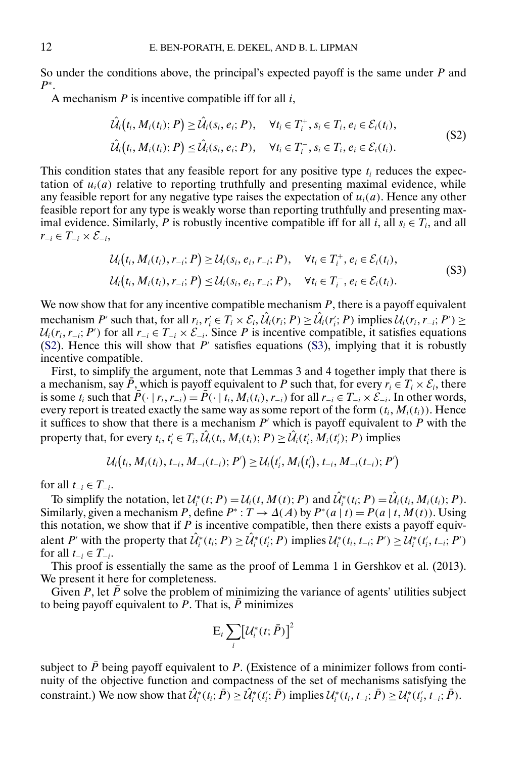So under the conditions above, the principal's expected payoff is the same under $P$ and $P^*$.

A mechanism $P$ is incentive compatible iff for all $i$,

$$
\begin{aligned}
&\hat{\mathcal{U}}_i\big(t_i, M_i(t_i); P\big) \geq \hat{\mathcal{U}}_i(s_i, e_i; P), \quad \forall t_i \in T_i^+, s_i \in T_i, e_i \in \mathcal{E}_i(t_i), \\
&\hat{\mathcal{U}}_i\big(t_i, M_i(t_i); P\big) \leq \hat{\mathcal{U}}_i(s_i, e_i; P), \quad \forall t_i \in T_i^-, s_i \in T_i, e_i \in \mathcal{E}_i(t_i).
\end{aligned}
\tag{S2}
$$

This condition states that any feasible report for any positive type $t_i$ reduces the expectation of $u_i(a)$ relative to reporting truthfully and presenting maximal evidence, while any feasible report for any negative type raises the expectation of $u_i(a)$. Hence any other feasible report for any type is weakly worse than reporting truthfully and presenting maximal evidence. Similarly, $P$ is robustly incentive compatible iff for all $i$, all $s_i \in T_i$, and all $r_{-i} \in T_{-i} \times \mathcal{E}_{-i}$,

$$
\begin{aligned}
&\mathcal{U}_i\big(t_i, M_i(t_i), r_{-i}; P\big) \geq \mathcal{U}_i(s_i, e_i, r_{-i}; P), \quad \forall t_i \in T_i^+, e_i \in \mathcal{E}_i(t_i), \\
&\mathcal{U}_i\big(t_i, M_i(t_i), r_{-i}; P\big) \leq \mathcal{U}_i(s_i, e_i, r_{-i}; P), \quad \forall t_i \in T_i^-, e_i \in \mathcal{E}_i(t_i).
\end{aligned}
\tag{S3}
$$

We now show that for any incentive compatible mechanism $P$, there is a payoff equivalent mechanism $P'$ such that, for all $r_i, r_i' \in T_i \times \mathcal{E}_i$, $\hat{\mathcal{U}}_i(r_i; P) \geq \hat{\mathcal{U}}_i(r_i'; P)$ implies $\mathcal{U}_i(r_i, r_{-i}; P') \geq \mathcal{U}_i(r_i, r_{-i}; P')$ for all $r_{-i} \in T_{-i} \times \mathcal{E}_{-i}$. Since $P$ is incentive compatible, it satisfies equations (S2). Hence this will show that $P'$ satisfies equations (S3), implying that it is robustly incentive compatible.

First, to simplify the argument, note that Lemmas 3 and 4 together imply that there is a mechanism, say $\bar{P}$, which is payoff equivalent to $P$ such that, for every $r_i \in T_i \times \mathcal{E}_i$, there is some $t_i$ such that $\bar{P}(\cdot \mid r_i, r_{-i}) = \bar{P}(\cdot \mid t_i, M_i(t_i), r_{-i})$ for all $r_{-i} \in T_{-i} \times \mathcal{E}_{-i}$. In other words, every report is treated exactly the same way as some report of the form $(t_i, M_i(t_i))$. Hence it suffices to show that there is a mechanism $P'$ which is payoff equivalent to $P$ with the property that, for every $t_i, t_i' \in T_i$, $\hat{\mathcal{U}}_i(t_i, M_i(t_i); P) \geq \hat{\mathcal{U}}_i(t_i', M_i(t_i'); P)$ implies

$$
\mathcal{U}_i\big(t_i, M_i(t_i), t_{-i}, M_{-i}(t_{-i}); P'\big) \geq \mathcal{U}_i\big(t_i', M_i\big(t_i'\big), t_{-i}, M_{-i}(t_{-i}); P'\big)
$$

for all $t_{-i} \in T_{-i}$.

To simplify the notation, let $\mathcal{U}_i^*(t; P) = \mathcal{U}_i(t, M(t); P)$ and $\hat{\mathcal{U}}_i^*(t_i; P) = \hat{\mathcal{U}}_i(t_i, M_i(t_i); P)$. Similarly, given a mechanism $P$, define $P^* : T \to \Delta(A)$ by $P^*(a \mid t) = P(a \mid t, M(t))$. Using this notation, we show that if $P$ is incentive compatible, then there exists a payoff equivalent $P'$ with the property that $\hat{\mathcal{U}}_i^*(t_i; P) \geq \hat{\mathcal{U}}_i^*(t_i'; P)$ implies $\mathcal{U}_i^*(t_i, t_{-i}; P') \geq \mathcal{U}_i^*(t_i', t_{-i}; P')$ for all $t_{-i} \in T_{-i}$.

This proof is essentially the same as the proof of Lemma 1 in Gershkov et al. (2013). We present it here for completeness.

Given $P$, let $\bar{P}$ solve the problem of minimizing the variance of agents' utilities subject to being payoff equivalent to $P$. That is, $\bar{P}$ minimizes

$$
\mathrm{E}_t \sum_i \big[\mathcal{U}_i^*(t; \bar{P})\big]^2
$$

subject to $\bar{P}$ being payoff equivalent to $P$. (Existence of a minimizer follows from continuity of the objective function and compactness of the set of mechanisms satisfying the constraint.) We now show that $\hat{\mathcal{U}}_i^*(t_i; \bar{P}) \geq \hat{\mathcal{U}}_i^*(t_i'; \bar{P})$ implies $\mathcal{U}_i^*(t_i, t_{-i}; \bar{P}) \geq \mathcal{U}_i^*(t_i', t_{-i}; \bar{P})$.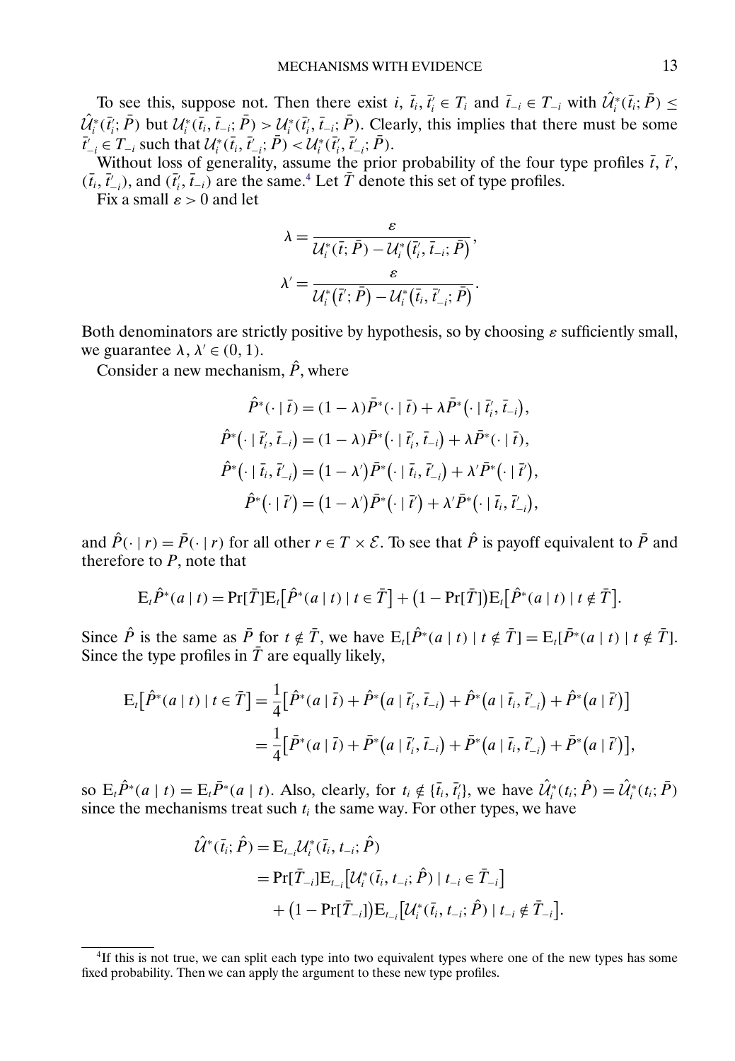To see this, suppose not. Then there exist $i$, $\bar{t}_i, \bar{t}_i' \in T_i$ and $\bar{t}_{-i} \in T_{-i}$ with $\hat{\mathcal{U}}_i^*(\bar{t}_i; \bar{P}) \leq \hat{\mathcal{U}}_i^*(\bar{t}_i'; \bar{P})$ but $\mathcal{U}_i^*(\bar{t}_i, \bar{t}_{-i}; \bar{P}) > \mathcal{U}_i^*(\bar{t}_i', \bar{t}_{-i}; \bar{P})$. Clearly, this implies that there must be some $\bar{t}_{-i}' \in T_{-i}$ such that $\mathcal{U}_i^*(\bar{t}_i, \bar{t}_{-i}'; \bar{P}) < \mathcal{U}_i^*(\bar{t}_i', \bar{t}_{-i}'; \bar{P})$.

Without loss of generality, assume the prior probability of the four type profiles $\bar{t}$, $\bar{t}'$, $(\bar{t}_i, \bar{t}_{-i}')$, and $(\bar{t}_i', \bar{t}_{-i})$ are the same.[4] Let $\bar{T}$ denote this set of type profiles.

Fix a small $\varepsilon > 0$ and let

$$\lambda = \frac{\varepsilon}{\mathcal{U}_i^*(\bar{t}; \bar{P}) - \mathcal{U}_i^*(\bar{t}_i', \bar{t}_{-i}; \bar{P})},$$

$$\lambda' = \frac{\varepsilon}{\mathcal{U}_i^*(\bar{t}'; \bar{P}) - \mathcal{U}_i^*(\bar{t}_i, \bar{t}_{-i}'; \bar{P})}.$$

Both denominators are strictly positive by hypothesis, so by choosing $\varepsilon$ sufficiently small, we guarantee $\lambda, \lambda' \in (0, 1)$.

Consider a new mechanism, $\hat{P}$, where

$$\hat{P}^*(\cdot \mid \bar{t}) = (1-\lambda)\bar{P}^*(\cdot \mid \bar{t}) + \lambda \bar{P}^*(\cdot \mid \bar{t}_i', \bar{t}_{-i}),$$

$$\hat{P}^*(\cdot \mid \bar{t}_i', \bar{t}_{-i}) = (1-\lambda)\bar{P}^*(\cdot \mid \bar{t}_i', \bar{t}_{-i}) + \lambda \bar{P}^*(\cdot \mid \bar{t}),$$

$$\hat{P}^*(\cdot \mid \bar{t}_i, \bar{t}_{-i}') = (1-\lambda')\bar{P}^*(\cdot \mid \bar{t}_i, \bar{t}_{-i}') + \lambda' \bar{P}^*(\cdot \mid \bar{t}'),$$

$$\hat{P}^*(\cdot \mid \bar{t}') = (1-\lambda')\bar{P}^*(\cdot \mid \bar{t}') + \lambda' \bar{P}^*(\cdot \mid \bar{t}_i, \bar{t}_{-i}'),$$

and $\hat{P}(\cdot \mid r) = \bar{P}(\cdot \mid r)$ for all other $r \in T \times \mathcal{E}$. To see that $\hat{P}$ is payoff equivalent to $\bar{P}$ and therefore to $P$, note that

$$\mathrm{E}_t \hat{P}^*(a \mid t) = \Pr[\bar{T}]\mathrm{E}_t[\hat{P}^*(a \mid t) \mid t \in \bar{T}] + (1 - \Pr[\bar{T}])\mathrm{E}_t[\hat{P}^*(a \mid t) \mid t \notin \bar{T}].$$

Since $\hat{P}$ is the same as $\bar{P}$ for $t \notin \bar{T}$, we have $\mathrm{E}_t[\hat{P}^*(a \mid t) \mid t \notin \bar{T}] = \mathrm{E}_t[\bar{P}^*(a \mid t) \mid t \notin \bar{T}]$. Since the type profiles in $\bar{T}$ are equally likely,

$$\begin{aligned}
\mathrm{E}_t[\hat{P}^*(a \mid t) \mid t \in \bar{T}] &= \frac{1}{4}[\hat{P}^*(a \mid \bar{t}) + \hat{P}^*(a \mid \bar{t}_i', \bar{t}_{-i}) + \hat{P}^*(a \mid \bar{t}_i, \bar{t}_{-i}') + \hat{P}^*(a \mid \bar{t}')] \\
&= \frac{1}{4}[\bar{P}^*(a \mid \bar{t}) + \bar{P}^*(a \mid \bar{t}_i', \bar{t}_{-i}) + \bar{P}^*(a \mid \bar{t}_i, \bar{t}_{-i}') + \bar{P}^*(a \mid \bar{t}')],
\end{aligned}$$

so $\mathrm{E}_t \hat{P}^*(a \mid t) = \mathrm{E}_t \bar{P}^*(a \mid t)$. Also, clearly, for $t_i \notin \{\bar{t}_i, \bar{t}_i'\}$, we have $\hat{\mathcal{U}}_i^*(t_i; \hat{P}) = \hat{\mathcal{U}}_i^*(t_i; \bar{P})$ since the mechanisms treat such $t_i$ the same way. For other types, we have

$$\begin{aligned}
\hat{\mathcal{U}}^*(\bar{t}_i; \hat{P}) &= \mathrm{E}_{t_{-i}} \mathcal{U}_i^*(\bar{t}_i, t_{-i}; \hat{P}) \\
&= \Pr[\bar{T}_{-i}]\mathrm{E}_{t_{-i}}[\mathcal{U}_i^*(\bar{t}_i, t_{-i}; \hat{P}) \mid t_{-i} \in \bar{T}_{-i}] \\
&\quad + (1 - \Pr[\bar{T}_{-i}])\mathrm{E}_{t_{-i}}[\mathcal{U}_i^*(\bar{t}_i, t_{-i}; \hat{P}) \mid t_{-i} \notin \bar{T}_{-i}].
\end{aligned}$$

---

[4] If this is not true, we can split each type into two equivalent types where one of the new types has some fixed probability. Then we can apply the argument to these new type profiles.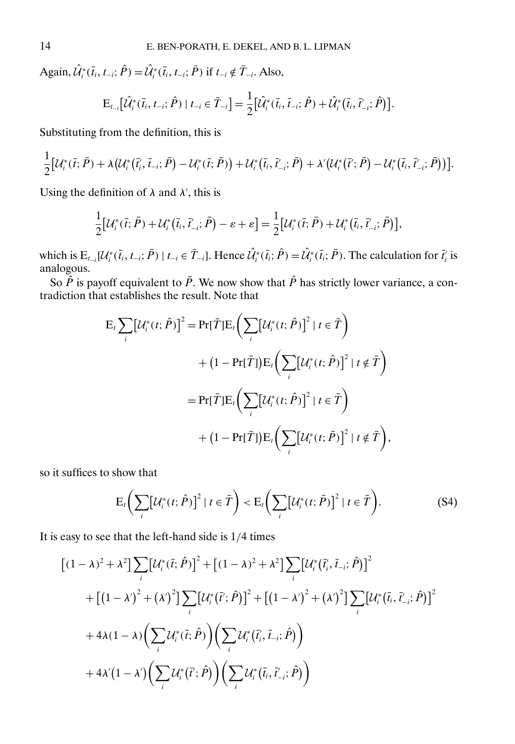Again, $\hat{\mathcal{U}}_i^*(\bar{t}_i, t_{-i}; \hat{P}) = \hat{\mathcal{U}}_i^*(\bar{t}_i, t_{-i}; \bar{P})$ if $t_{-i} \notin \bar{T}_{-i}$. Also,

$$\mathrm{E}_{t_{-i}}\big[\hat{\mathcal{U}}_i^*(\bar{t}_i, t_{-i}; \hat{P}) \mid t_{-i} \in \bar{T}_{-i}\big] = \frac{1}{2}\big[\hat{\mathcal{U}}_i^*(\bar{t}_i, \bar{t}_{-i}; \hat{P}) + \hat{\mathcal{U}}_i^*(\bar{t}_i, \bar{t}'_{-i}; \hat{P})\big].$$

Substituting from the definition, this is

$$\frac{1}{2}\big[\mathcal{U}_i^*(\bar{t}; \bar{P}) + \lambda\big(\mathcal{U}_i^*(\bar{t}'_i, \bar{t}_{-i}; \bar{P}) - \mathcal{U}_i^*(\bar{t}; \bar{P})\big) + \mathcal{U}_i^*(\bar{t}_i, \bar{t}'_{-i}; \bar{P}) + \lambda'\big(\mathcal{U}_i^*(\bar{t}'; \bar{P}) - \mathcal{U}_i^*(\bar{t}_i, \bar{t}'_{-i}; \bar{P})\big)\big].$$

Using the definition of $\lambda$ and $\lambda'$, this is

$$\frac{1}{2}\big[\mathcal{U}_i^*(\bar{t}; \bar{P}) + \mathcal{U}_i^*(\bar{t}_i, \bar{t}'_{-i}; \bar{P}) - \varepsilon + \varepsilon\big] = \frac{1}{2}\big[\mathcal{U}_i^*(\bar{t}; \bar{P}) + \mathcal{U}_i^*(\bar{t}_i, \bar{t}'_{-i}; \bar{P})\big],$$

which is $\mathrm{E}_{t_{-i}}[\mathcal{U}_i^*(\bar{t}_i, t_{-i}; \bar{P}) \mid t_{-i} \in \bar{T}_{-i}]$. Hence $\hat{\mathcal{U}}_i^*(\bar{t}_i; \hat{P}) = \hat{\mathcal{U}}_i^*(\bar{t}_i; \bar{P})$. The calculation for $\bar{t}'_i$ is analogous.

So $\hat{P}$ is payoff equivalent to $\bar{P}$. We now show that $\hat{P}$ has strictly lower variance, a contradiction that establishes the result. Note that

$$\begin{aligned}
\mathrm{E}_t \sum_i \big[\mathcal{U}_i^*(t; \hat{P})\big]^2 &= \Pr[\bar{T}]\mathrm{E}_t\bigg(\sum_i \big[\mathcal{U}_i^*(t; \hat{P})\big]^2 \mid t \in \bar{T}\bigg) \\
&\quad + \big(1 - \Pr[\bar{T}]\big)\mathrm{E}_t\bigg(\sum_i \big[\mathcal{U}_i^*(t; \hat{P})\big]^2 \mid t \notin \bar{T}\bigg) \\
&= \Pr[\bar{T}]\mathrm{E}_t\bigg(\sum_i \big[\mathcal{U}_i^*(t; \hat{P})\big]^2 \mid t \in \bar{T}\bigg) \\
&\quad + \big(1 - \Pr[\bar{T}]\big)\mathrm{E}_t\bigg(\sum_i \big[\mathcal{U}_i^*(t; \bar{P})\big]^2 \mid t \notin \bar{T}\bigg),
\end{aligned}$$

so it suffices to show that

$$\mathrm{E}_t\bigg(\sum_i \big[\mathcal{U}_i^*(t; \hat{P})\big]^2 \mid t \in \bar{T}\bigg) < \mathrm{E}_t\bigg(\sum_i \big[\mathcal{U}_i^*(t; \bar{P})\big]^2 \mid t \in \bar{T}\bigg). \tag{S4}$$

It is easy to see that the left-hand side is 1/4 times

$$\begin{aligned}
&\big[(1-\lambda)^2 + \lambda^2\big]\sum_i \big[\mathcal{U}_i^*(\bar{t}; \hat{P})\big]^2 + \big[(1-\lambda)^2 + \lambda^2\big]\sum_i \big[\mathcal{U}_i^*(\bar{t}'_i, \bar{t}_{-i}; \hat{P})\big]^2 \\
&\quad + \big[(1-\lambda')^2 + (\lambda')^2\big]\sum_i \big[\mathcal{U}_i^*(\bar{t}'; \hat{P})\big]^2 + \big[(1-\lambda')^2 + (\lambda')^2\big]\sum_i \big[\mathcal{U}_i^*(\bar{t}_i, \bar{t}'_{-i}; \hat{P})\big]^2 \\
&\quad + 4\lambda(1-\lambda)\bigg(\sum_i \mathcal{U}_i^*(\bar{t}; \hat{P})\bigg)\bigg(\sum_i \mathcal{U}_i^*(\bar{t}'_i, \bar{t}_{-i}; \hat{P})\bigg) \\
&\quad + 4\lambda'(1-\lambda')\bigg(\sum_i \mathcal{U}_i^*(\bar{t}'; \hat{P})\bigg)\bigg(\sum_i \mathcal{U}_i^*(\bar{t}_i, \bar{t}'_{-i}; \hat{P})\bigg)
\end{aligned}$$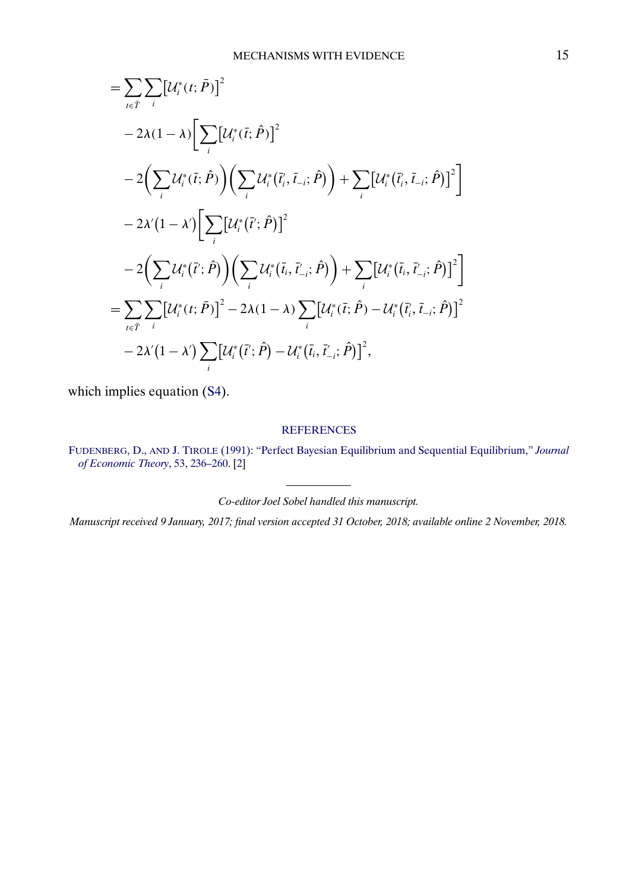$$
\begin{aligned}
&= \sum_{t\in\bar{T}} \sum_i \big[\mathcal{U}_i^*(t;\bar{P})\big]^2 \\
&\quad - 2\lambda(1-\lambda)\bigg[\sum_i \big[\mathcal{U}_i^*(\bar{t};\hat{P})\big]^2 \\
&\quad - 2\Big(\sum_i \mathcal{U}_i^*(\bar{t};\hat{P})\Big)\Big(\sum_i \mathcal{U}_i^*\big(\bar{t}_i',\bar{t}_{-i};\hat{P}\big)\Big) + \sum_i \big[\mathcal{U}_i^*\big(\bar{t}_i',\bar{t}_{-i};\hat{P}\big)\big]^2\bigg] \\
&\quad - 2\lambda'\big(1-\lambda'\big)\bigg[\sum_i \big[\mathcal{U}_i^*\big(\bar{t}';\hat{P}\big)\big]^2 \\
&\quad - 2\Big(\sum_i \mathcal{U}_i^*\big(\bar{t}';\hat{P}\big)\Big)\Big(\sum_i \mathcal{U}_i^*\big(\bar{t}_i,\bar{t}_{-i}';\hat{P}\big)\Big) + \sum_i \big[\mathcal{U}_i^*\big(\bar{t}_i,\bar{t}_{-i}';\hat{P}\big)\big]^2\bigg] \\
&= \sum_{t\in\bar{T}} \sum_i \big[\mathcal{U}_i^*(t;\bar{P})\big]^2 - 2\lambda(1-\lambda)\sum_i \big[\mathcal{U}_i^*(\bar{t};\hat{P}) - \mathcal{U}_i^*\big(\bar{t}_i',\bar{t}_{-i};\hat{P}\big)\big]^2 \\
&\quad - 2\lambda'\big(1-\lambda'\big)\sum_i \big[\mathcal{U}_i^*\big(\bar{t}';\hat{P}\big) - \mathcal{U}_i^*\big(\bar{t}_i,\bar{t}_{-i}';\hat{P}\big)\big]^2,
\end{aligned}
$$

which implies equation (S4).

## REFERENCES

FUDENBERG, D., AND J. TIROLE (1991): "Perfect Bayesian Equilibrium and Sequential Equilibrium," *Journal of Economic Theory*, 53, 236–260. [2]

---

*Co-editor Joel Sobel handled this manuscript.*

*Manuscript received 9 January, 2017; final version accepted 31 October, 2018; available online 2 November, 2018.*